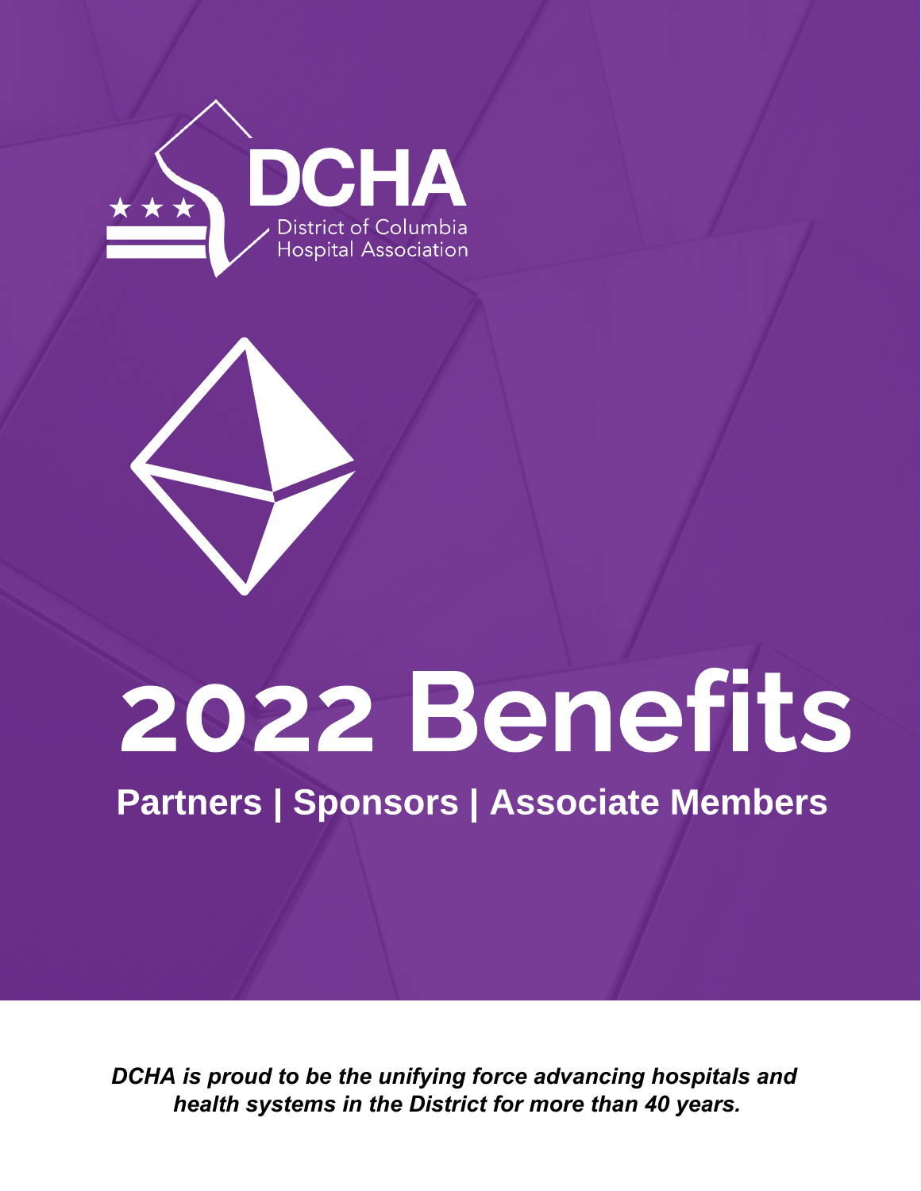DCHA

District of Columbia Hospital Association

# 2022 Benefits

## Partners | Sponsors | Associate Members

***DCHA is proud to be the unifying force advancing hospitals and health systems in the District for more than 40 years.***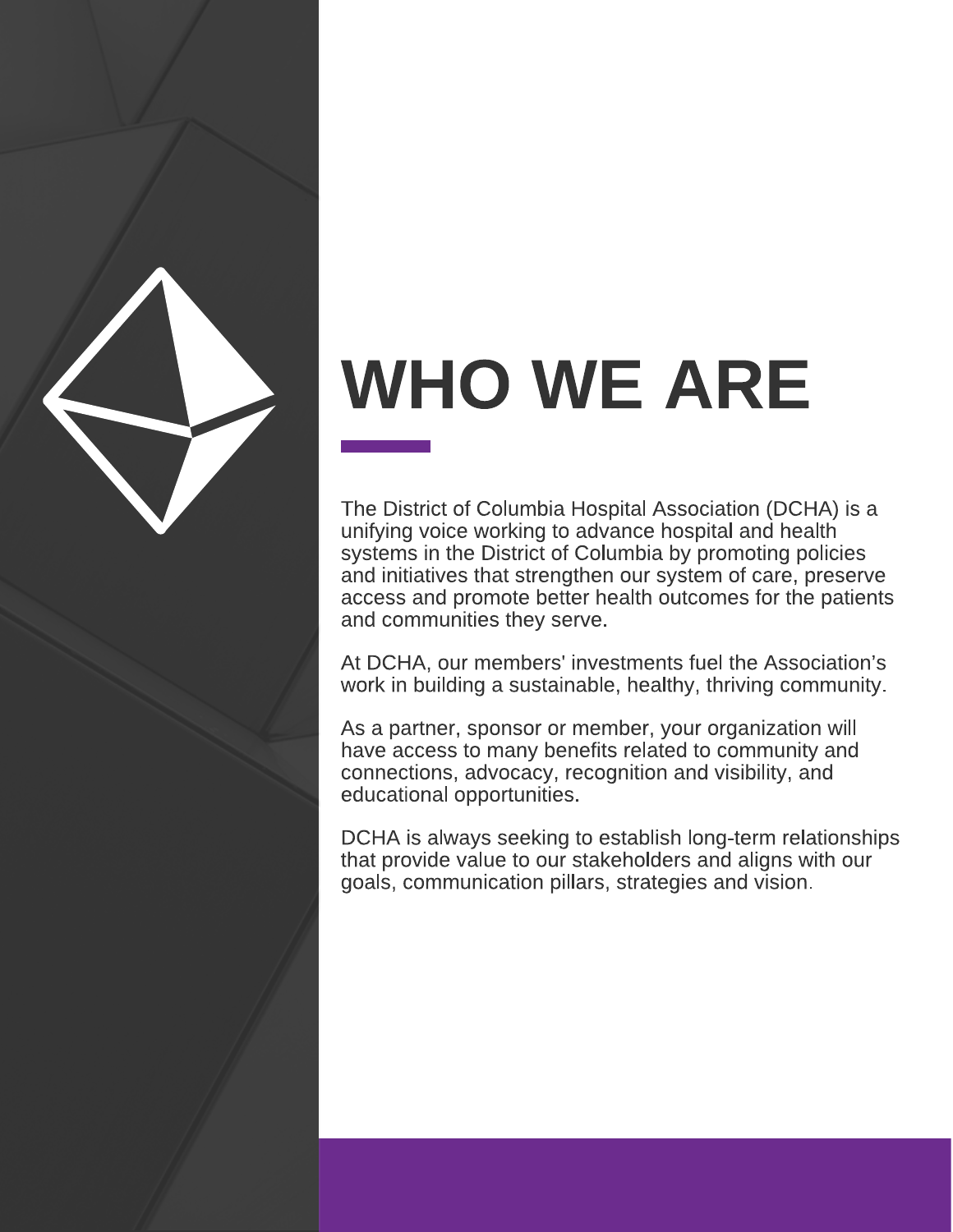# WHO WE ARE

The District of Columbia Hospital Association (DCHA) is a unifying voice working to advance hospital and health systems in the District of Columbia by promoting policies and initiatives that strengthen our system of care, preserve access and promote better health outcomes for the patients and communities they serve.

At DCHA, our members' investments fuel the Association's work in building a sustainable, healthy, thriving community.

As a partner, sponsor or member, your organization will have access to many benefits related to community and connections, advocacy, recognition and visibility, and educational opportunities.

DCHA is always seeking to establish long-term relationships that provide value to our stakeholders and aligns with our goals, communication pillars, strategies and vision.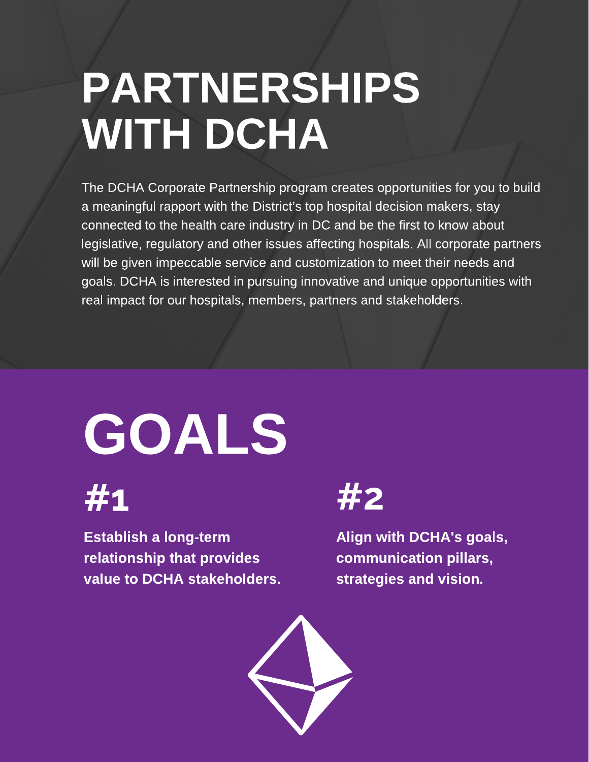# PARTNERSHIPS WITH DCHA

The DCHA Corporate Partnership program creates opportunities for you to build a meaningful rapport with the District's top hospital decision makers, stay connected to the health care industry in DC and be the first to know about legislative, regulatory and other issues affecting hospitals. All corporate partners will be given impeccable service and customization to meet their needs and goals. DCHA is interested in pursuing innovative and unique opportunities with real impact for our hospitals, members, partners and stakeholders.

# GOALS

## #1

**Establish a long-term relationship that provides value to DCHA stakeholders.**

## #2

**Align with DCHA's goals, communication pillars, strategies and vision.**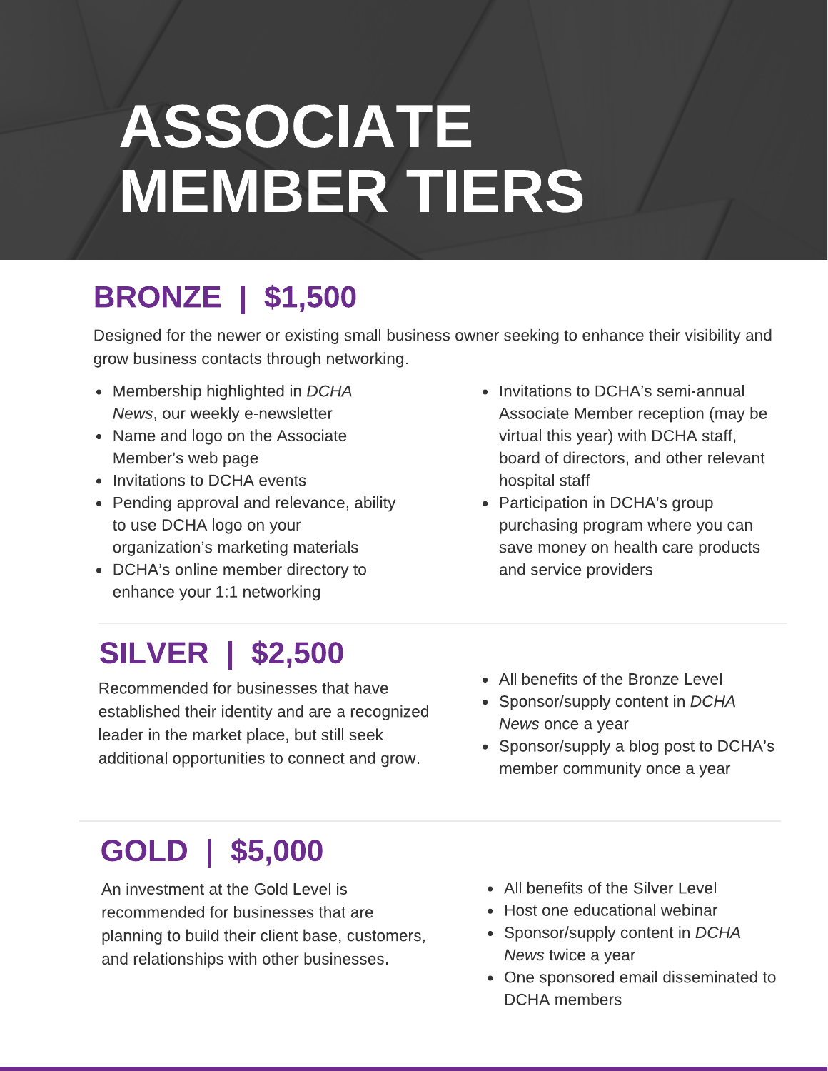# ASSOCIATE MEMBER TIERS

## BRONZE | $1,500

Designed for the newer or existing small business owner seeking to enhance their visibility and grow business contacts through networking.

- Membership highlighted in *DCHA News*, our weekly e-newsletter
- Name and logo on the Associate Member's web page
- Invitations to DCHA events
- Pending approval and relevance, ability to use DCHA logo on your organization's marketing materials
- DCHA's online member directory to enhance your 1:1 networking
- Invitations to DCHA's semi-annual Associate Member reception (may be virtual this year) with DCHA staff, board of directors, and other relevant hospital staff
- Participation in DCHA's group purchasing program where you can save money on health care products and service providers

## SILVER | $2,500

Recommended for businesses that have established their identity and are a recognized leader in the market place, but still seek additional opportunities to connect and grow.

- All benefits of the Bronze Level
- Sponsor/supply content in *DCHA News* once a year
- Sponsor/supply a blog post to DCHA's member community once a year

## GOLD | $5,000

An investment at the Gold Level is recommended for businesses that are planning to build their client base, customers, and relationships with other businesses.

- All benefits of the Silver Level
- Host one educational webinar
- Sponsor/supply content in *DCHA News* twice a year
- One sponsored email disseminated to DCHA members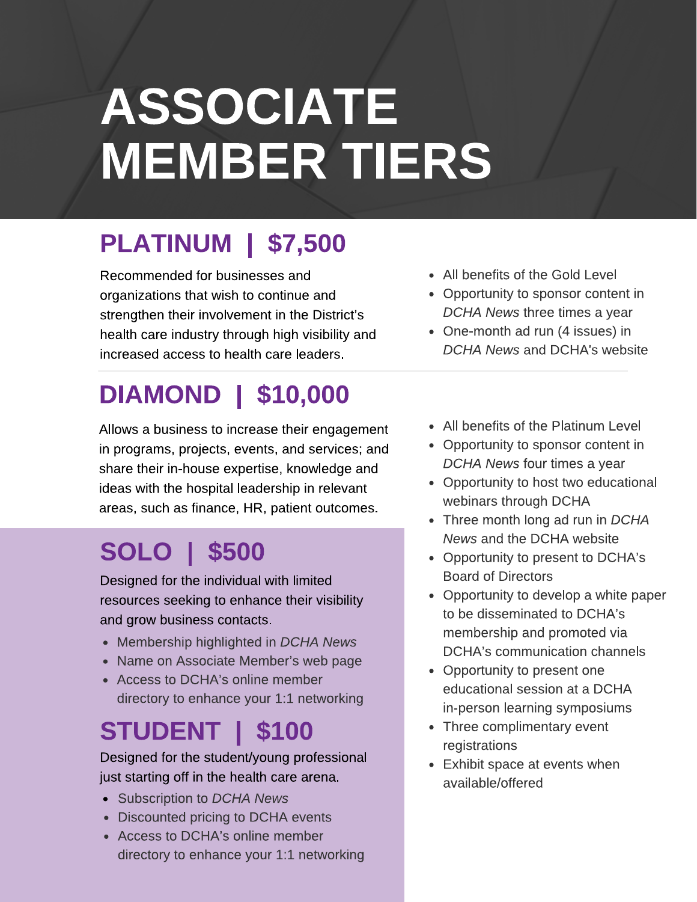# ASSOCIATE MEMBER TIERS

## PLATINUM | $7,500

Recommended for businesses and organizations that wish to continue and strengthen their involvement in the District's health care industry through high visibility and increased access to health care leaders.

- All benefits of the Gold Level
- Opportunity to sponsor content in *DCHA News* three times a year
- One-month ad run (4 issues) in *DCHA News* and DCHA's website

## DIAMOND | $10,000

Allows a business to increase their engagement in programs, projects, events, and services; and share their in-house expertise, knowledge and ideas with the hospital leadership in relevant areas, such as finance, HR, patient outcomes.

- All benefits of the Platinum Level
- Opportunity to sponsor content in *DCHA News* four times a year
- Opportunity to host two educational webinars through DCHA
- Three month long ad run in *DCHA News* and the DCHA website
- Opportunity to present to DCHA's Board of Directors
- Opportunity to develop a white paper to be disseminated to DCHA's membership and promoted via DCHA's communication channels
- Opportunity to present one educational session at a DCHA in-person learning symposiums
- Three complimentary event registrations
- Exhibit space at events when available/offered

## SOLO | $500

Designed for the individual with limited resources seeking to enhance their visibility and grow business contacts.

- Membership highlighted in *DCHA News*
- Name on Associate Member's web page
- Access to DCHA's online member directory to enhance your 1:1 networking

## STUDENT | $100

Designed for the student/young professional just starting off in the health care arena.

- Subscription to *DCHA News*
- Discounted pricing to DCHA events
- Access to DCHA's online member directory to enhance your 1:1 networking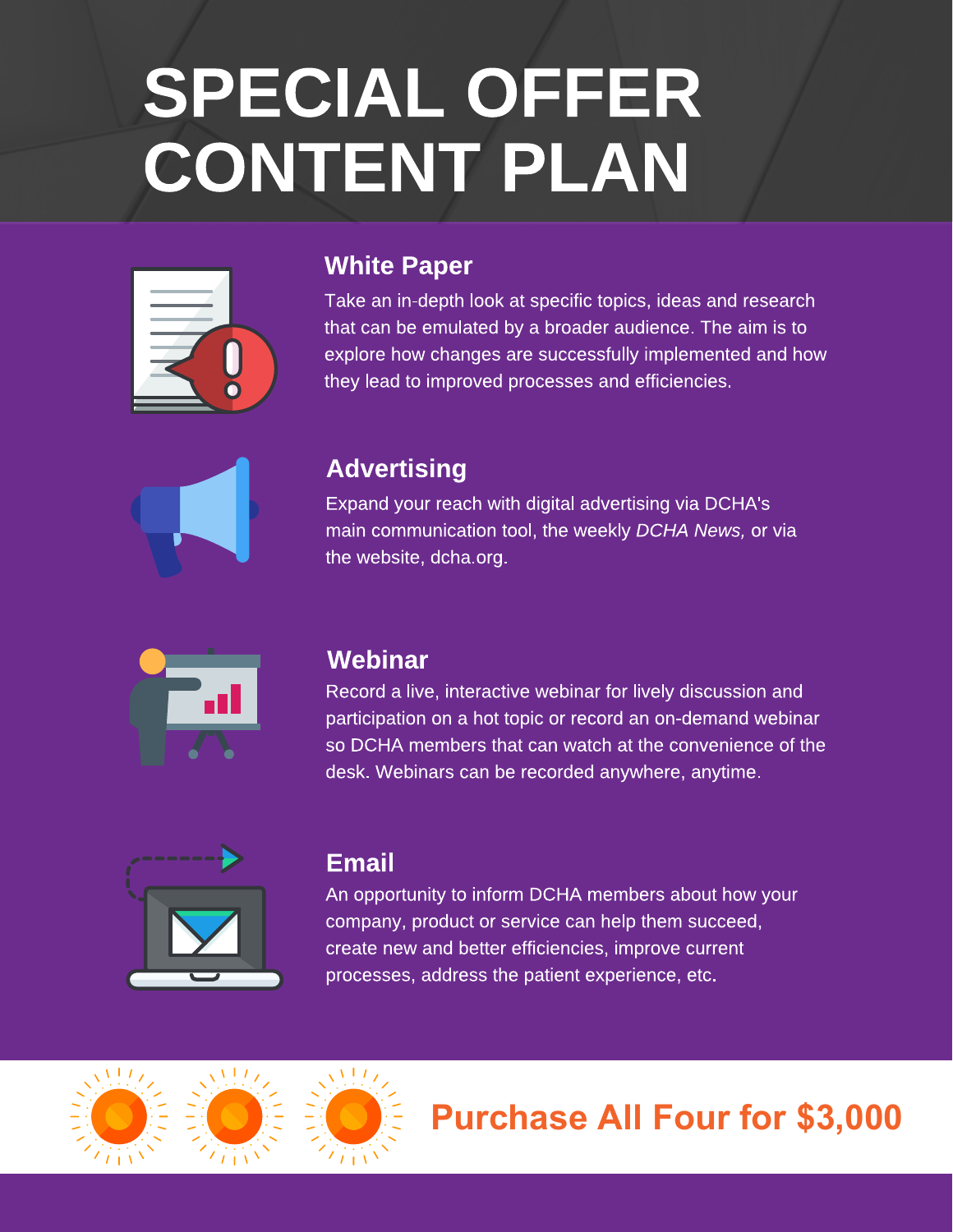# SPECIAL OFFER CONTENT PLAN

## White Paper

Take an in-depth look at specific topics, ideas and research that can be emulated by a broader audience. The aim is to explore how changes are successfully implemented and how they lead to improved processes and efficiencies.

## Advertising

Expand your reach with digital advertising via DCHA's main communication tool, the weekly *DCHA News,* or via the website, dcha.org.

## Webinar

Record a live, interactive webinar for lively discussion and participation on a hot topic or record an on-demand webinar so DCHA members that can watch at the convenience of the desk. Webinars can be recorded anywhere, anytime.

## Email

An opportunity to inform DCHA members about how your company, product or service can help them succeed, create new and better efficiencies, improve current processes, address the patient experience, etc.

**Purchase All Four for $3,000**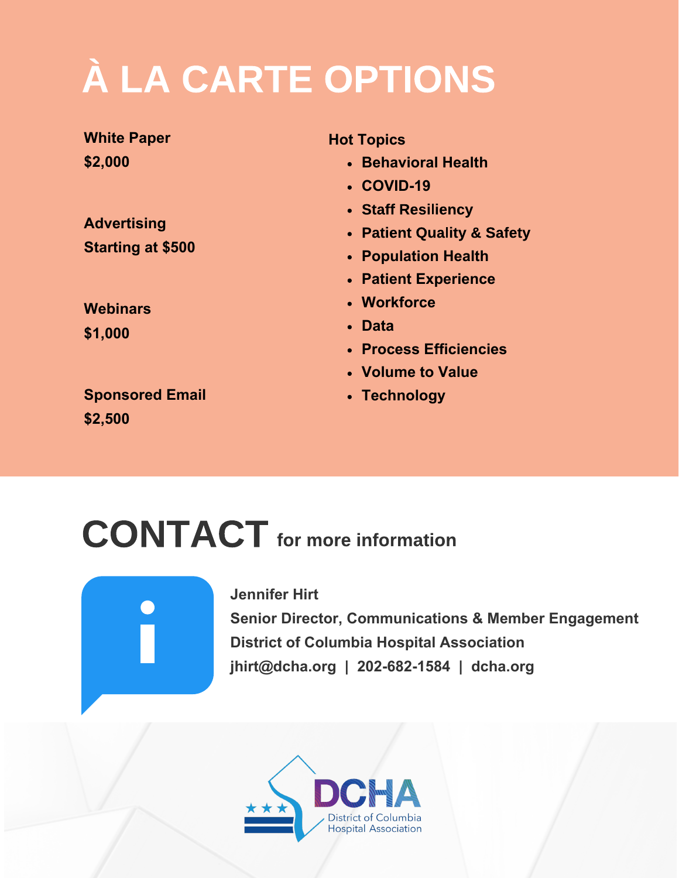# À LA CARTE OPTIONS

**White Paper**
**$2,000**

**Advertising**
**Starting at $500**

**Webinars**
**$1,000**

**Sponsored Email**
**$2,500**

**Hot Topics**

- **Behavioral Health**
- **COVID-19**
- **Staff Resiliency**
- **Patient Quality & Safety**
- **Population Health**
- **Patient Experience**
- **Workforce**
- **Data**
- **Process Efficiencies**
- **Volume to Value**
- **Technology**

# CONTACT for more information

**Jennifer Hirt**
**Senior Director, Communications & Member Engagement**
**District of Columbia Hospital Association**
**jhirt@dcha.org | 202-682-1584 | dcha.org**

DCHA
District of Columbia Hospital Association